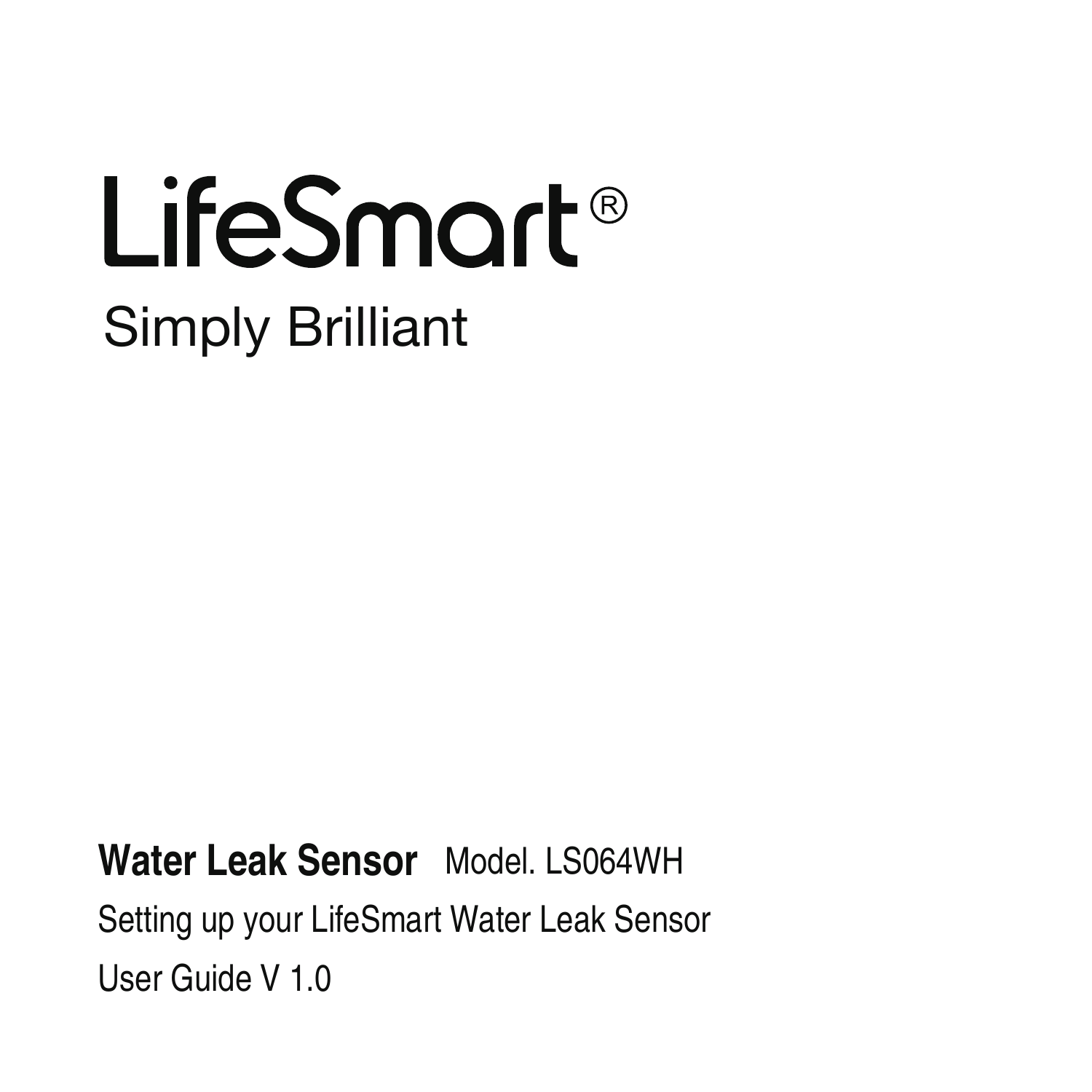# LifeSmart®

Simply Brilliant

**Water Leak Sensor** Model. LS064WH

Setting up your LifeSmart Water Leak Sensor

User Guide V 1.0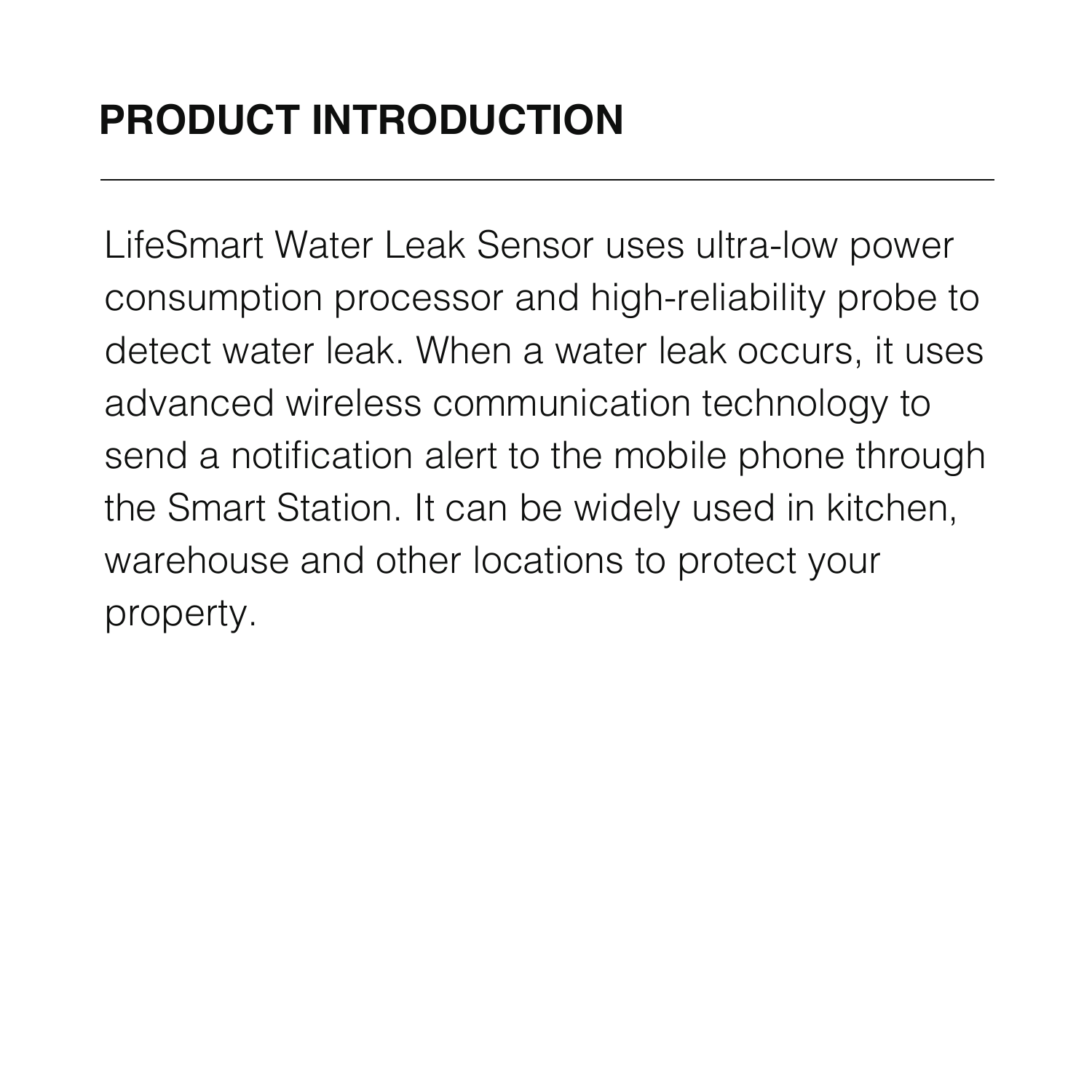# PRODUCT INTRODUCTION

---

LifeSmart Water Leak Sensor uses ultra-low power consumption processor and high-reliability probe to detect water leak. When a water leak occurs, it uses advanced wireless communication technology to send a notification alert to the mobile phone through the Smart Station. It can be widely used in kitchen, warehouse and other locations to protect your property.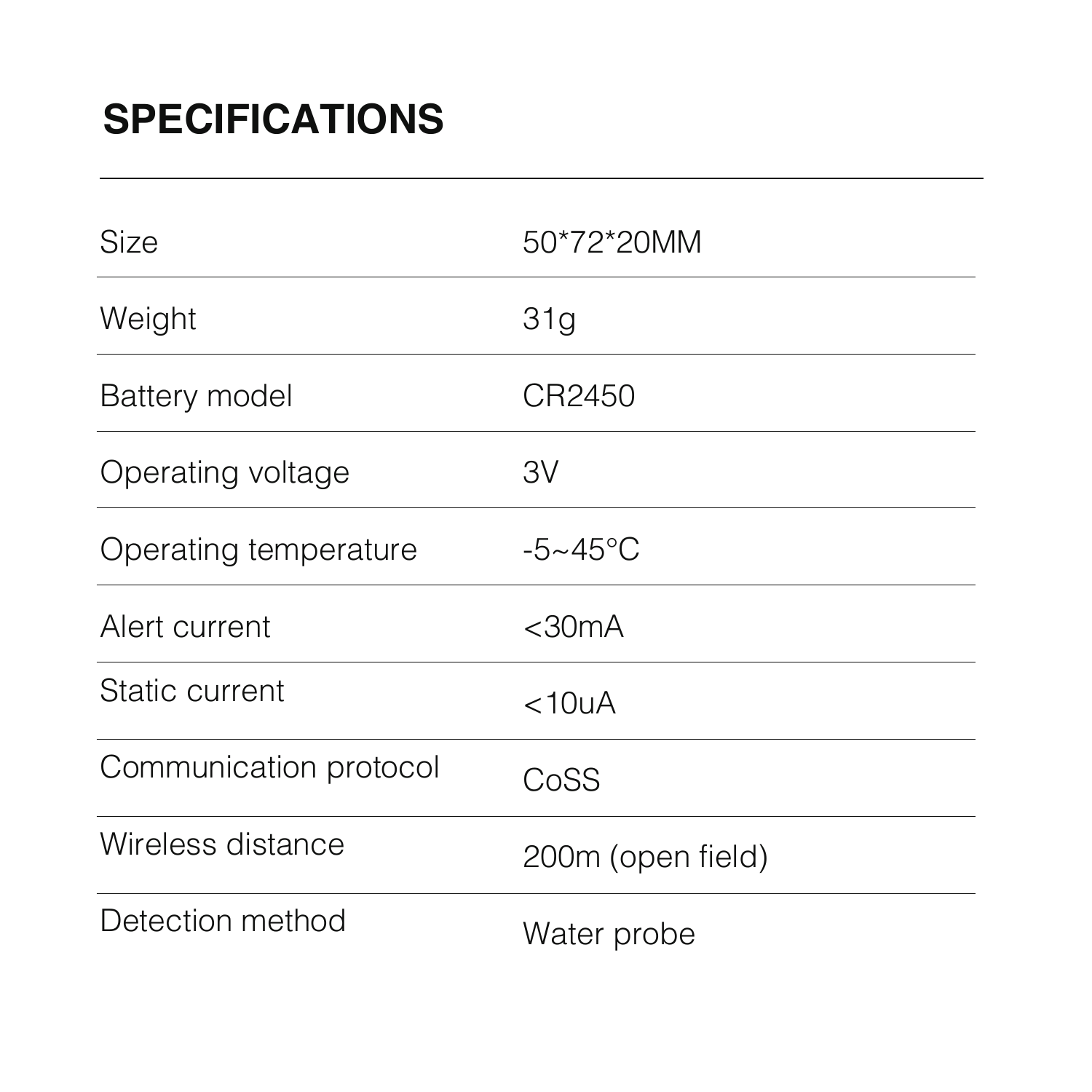# SPECIFICATIONS

| | |
|---|---|
| Size | 50*72*20MM |
| Weight | 31g |
| Battery model | CR2450 |
| Operating voltage | 3V |
| Operating temperature | -5~45°C |
| Alert current | <30mA |
| Static current | <10uA |
| Communication protocol | CoSS |
| Wireless distance | 200m (open field) |
| Detection method | Water probe |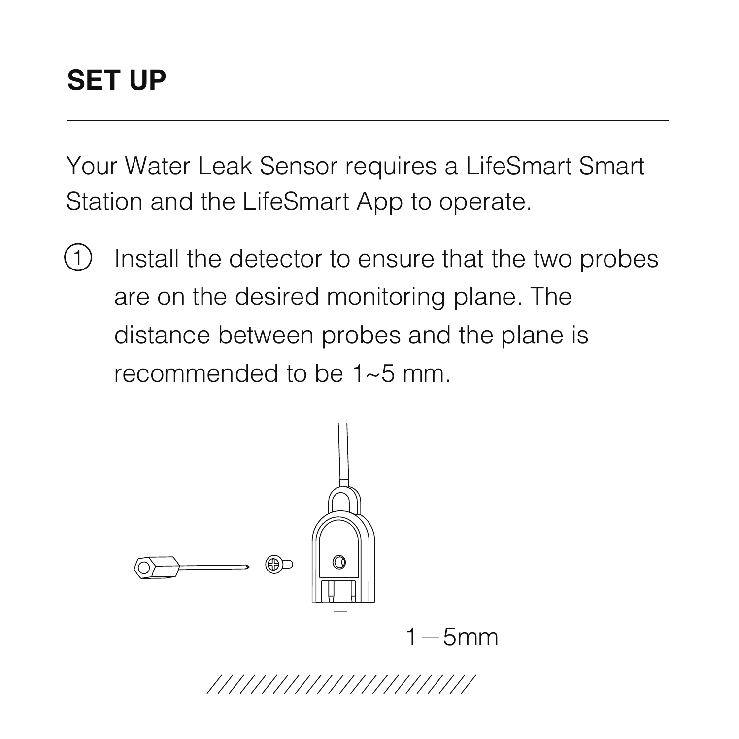# SET UP

Your Water Leak Sensor requires a LifeSmart Smart Station and the LifeSmart App to operate.

1. Install the detector to ensure that the two probes are on the desired monitoring plane. The distance between probes and the plane is recommended to be 1~5 mm.

1—5mm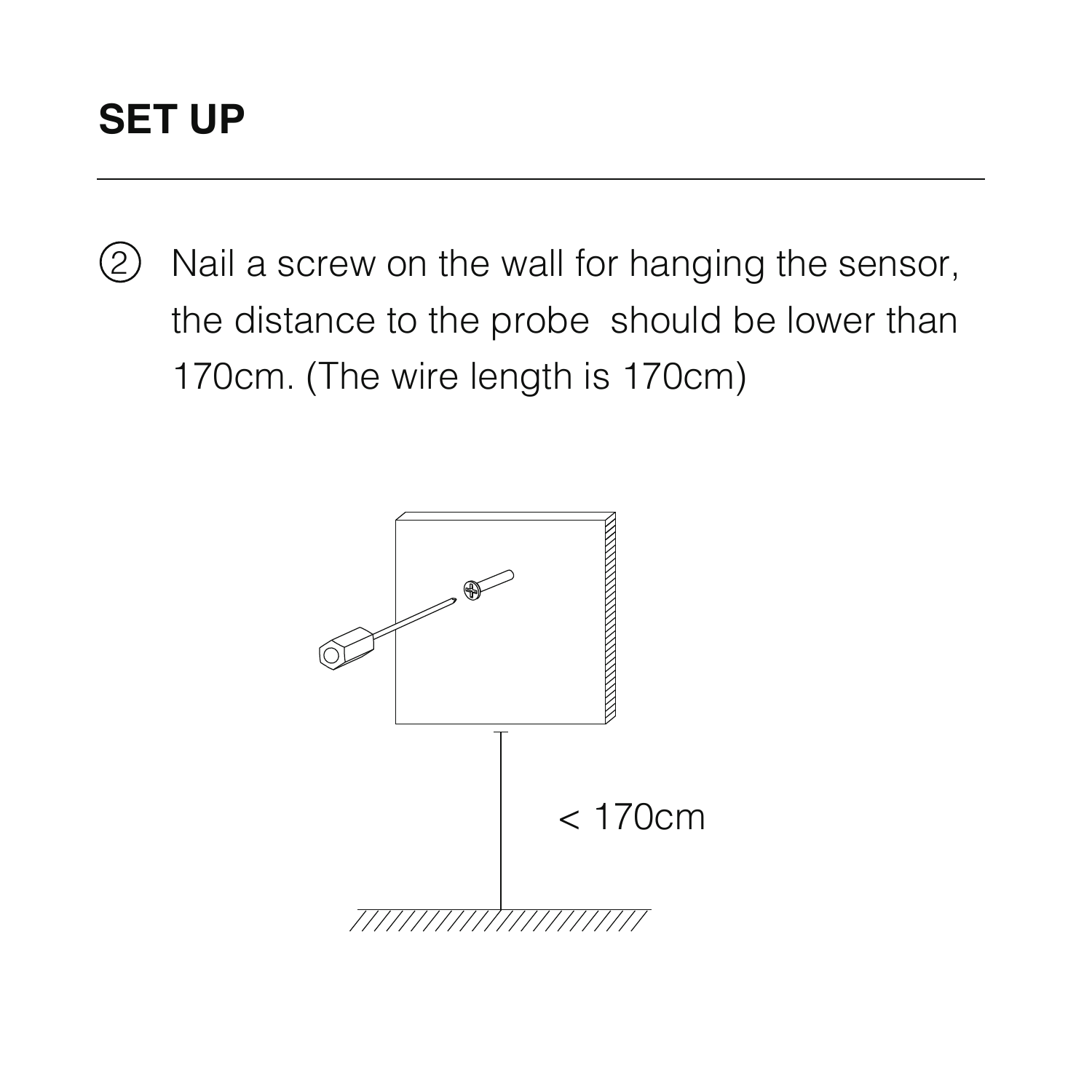# SET UP

② Nail a screw on the wall for hanging the sensor, the distance to the probe  should be lower than 170cm. (The wire length is 170cm)

< 170cm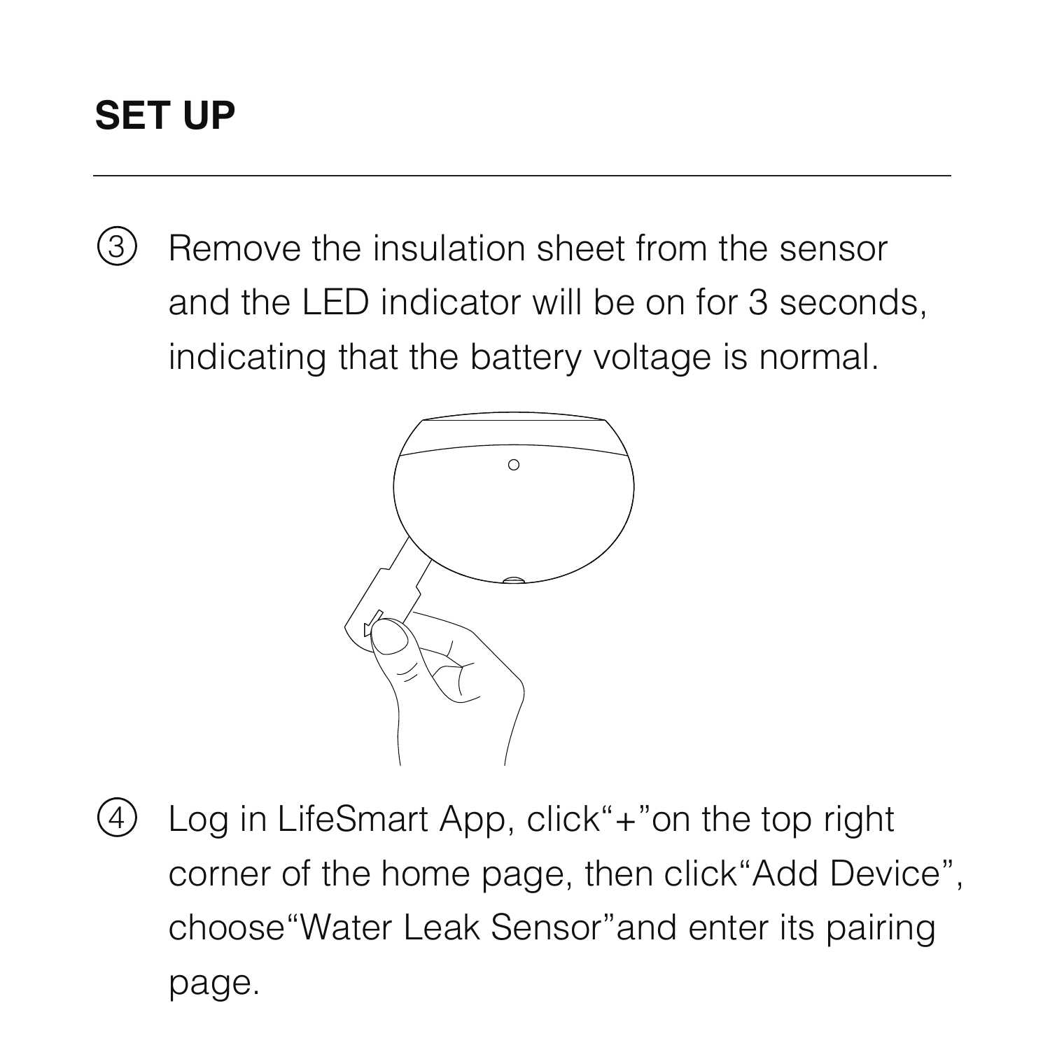# SET UP

③ Remove the insulation sheet from the sensor and the LED indicator will be on for 3 seconds, indicating that the battery voltage is normal.

④ Log in LifeSmart App, click"+"on the top right corner of the home page, then click"Add Device", choose"Water Leak Sensor"and enter its pairing page.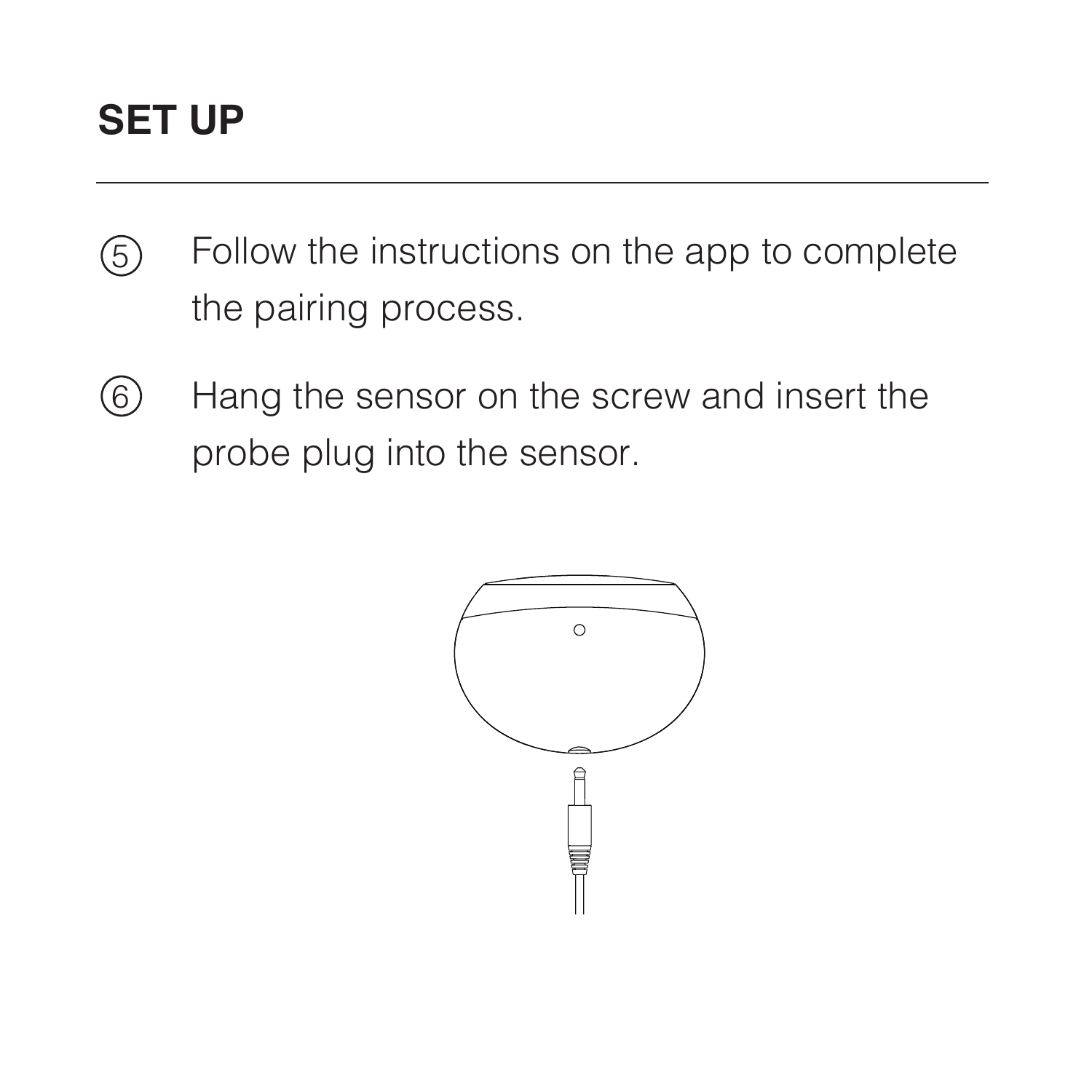# SET UP

⑤ Follow the instructions on the app to complete the pairing process.

⑥ Hang the sensor on the screw and insert the probe plug into the sensor.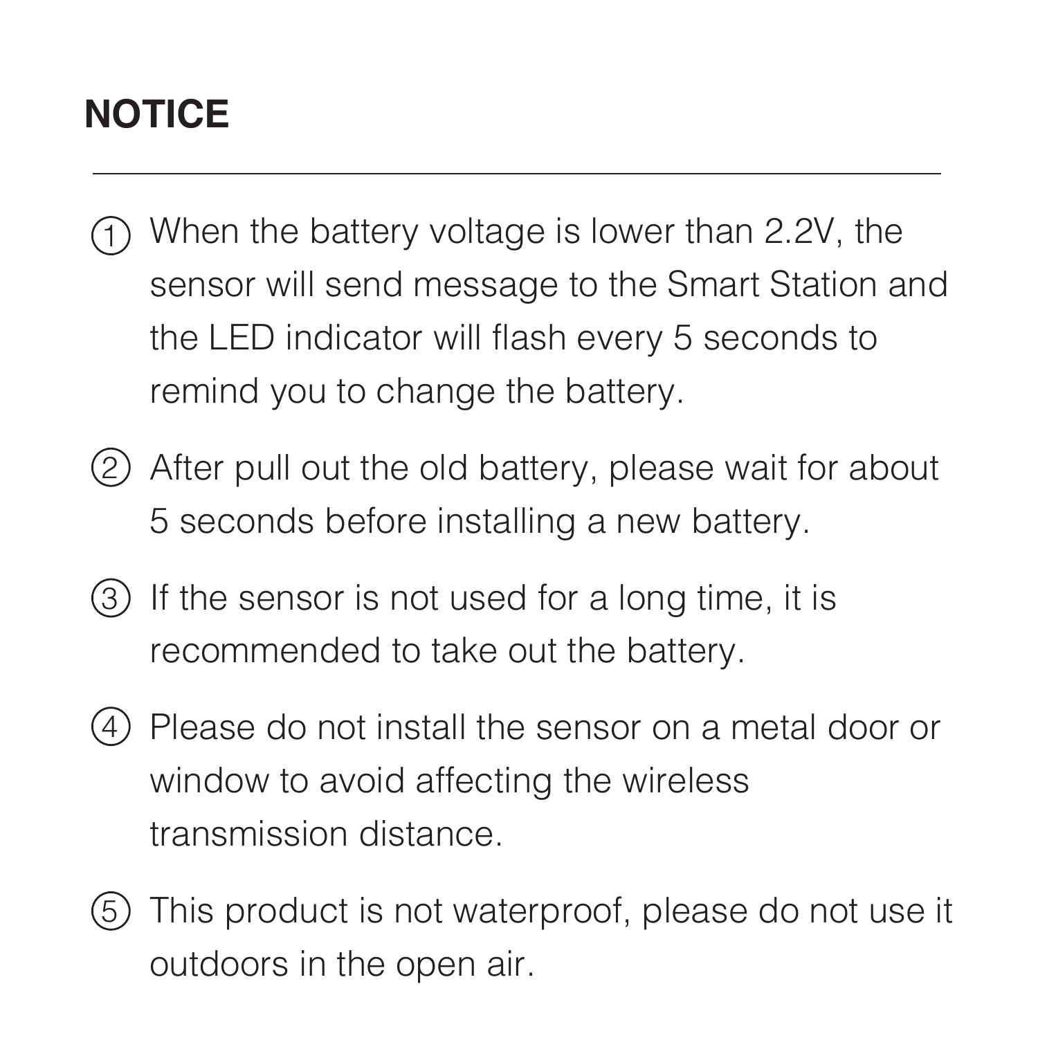## NOTICE

---

1. When the battery voltage is lower than 2.2V, the sensor will send message to the Smart Station and the LED indicator will flash every 5 seconds to remind you to change the battery.
2. After pull out the old battery, please wait for about 5 seconds before installing a new battery.
3. If the sensor is not used for a long time, it is recommended to take out the battery.
4. Please do not install the sensor on a metal door or window to avoid affecting the wireless transmission distance.
5. This product is not waterproof, please do not use it outdoors in the open air.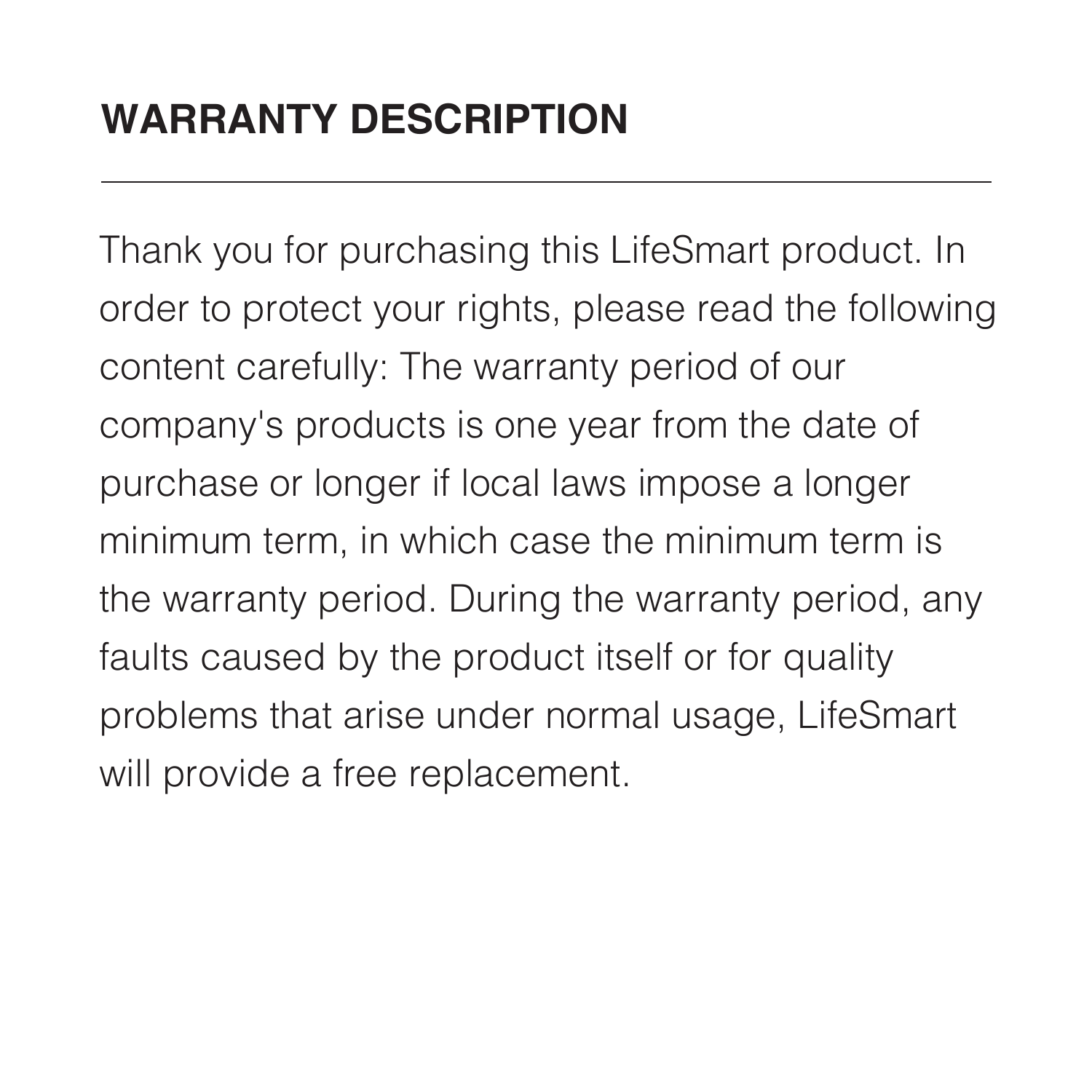# WARRANTY DESCRIPTION

---

Thank you for purchasing this LifeSmart product. In order to protect your rights, please read the following content carefully: The warranty period of our company's products is one year from the date of purchase or longer if local laws impose a longer minimum term, in which case the minimum term is the warranty period. During the warranty period, any faults caused by the product itself or for quality problems that arise under normal usage, LifeSmart will provide a free replacement.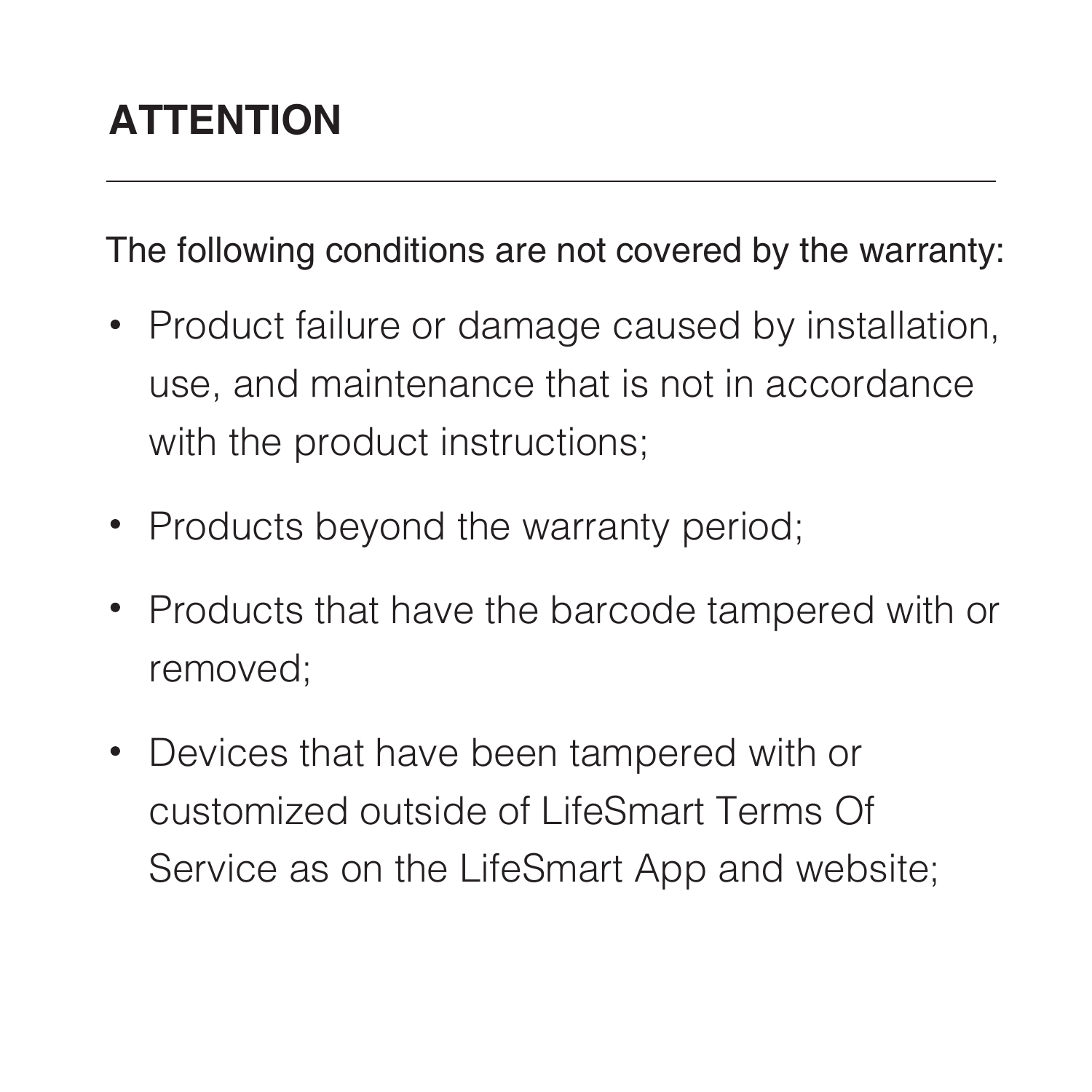# ATTENTION

---

The following conditions are not covered by the warranty:

- Product failure or damage caused by installation, use, and maintenance that is not in accordance with the product instructions;
- Products beyond the warranty period;
- Products that have the barcode tampered with or removed;
- Devices that have been tampered with or customized outside of LifeSmart Terms Of Service as on the LifeSmart App and website;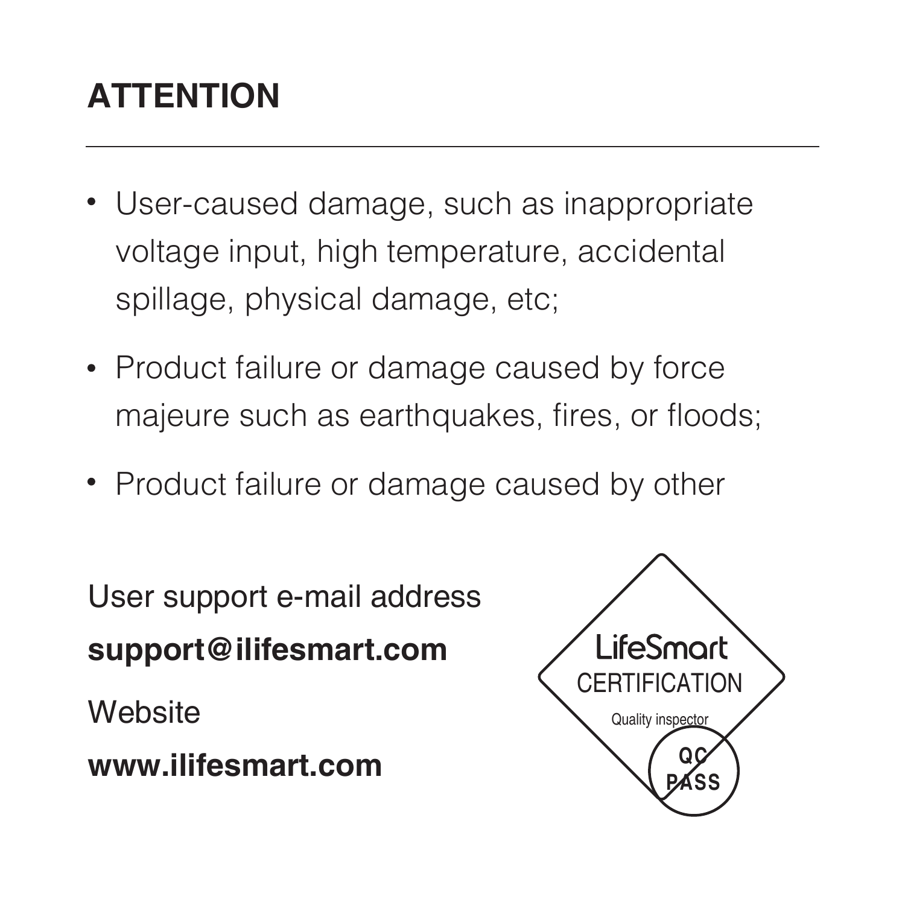# ATTENTION

---

- User-caused damage, such as inappropriate voltage input, high temperature, accidental spillage, physical damage, etc;
- Product failure or damage caused by force majeure such as earthquakes, fires, or floods;
- Product failure or damage caused by other

User support e-mail address

**support@ilifesmart.com**

Website

**www.ilifesmart.com**

LifeSmart
CERTIFICATION
Quality inspector
QC PASS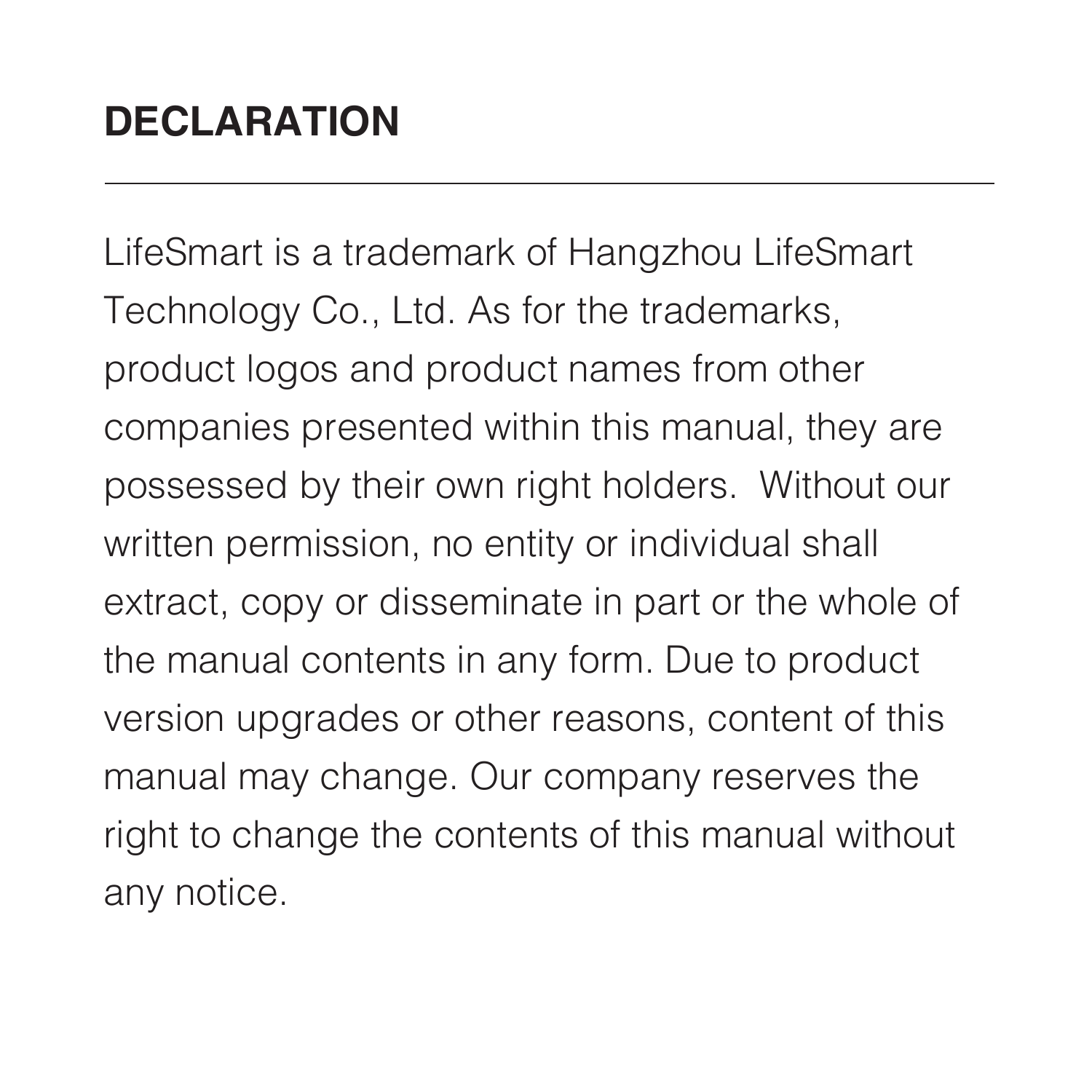# DECLARATION

---

LifeSmart is a trademark of Hangzhou LifeSmart Technology Co., Ltd. As for the trademarks, product logos and product names from other companies presented within this manual, they are possessed by their own right holders.  Without our written permission, no entity or individual shall extract, copy or disseminate in part or the whole of the manual contents in any form. Due to product version upgrades or other reasons, content of this manual may change. Our company reserves the right to change the contents of this manual without any notice.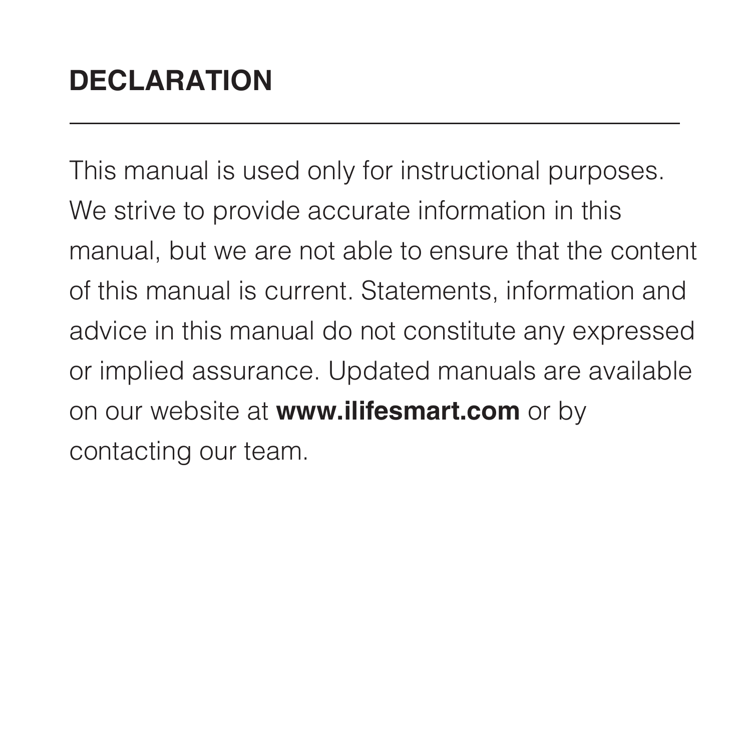# DECLARATION

---

This manual is used only for instructional purposes. We strive to provide accurate information in this manual, but we are not able to ensure that the content of this manual is current. Statements, information and advice in this manual do not constitute any expressed or implied assurance. Updated manuals are available on our website at **www.ilifesmart.com** or by contacting our team.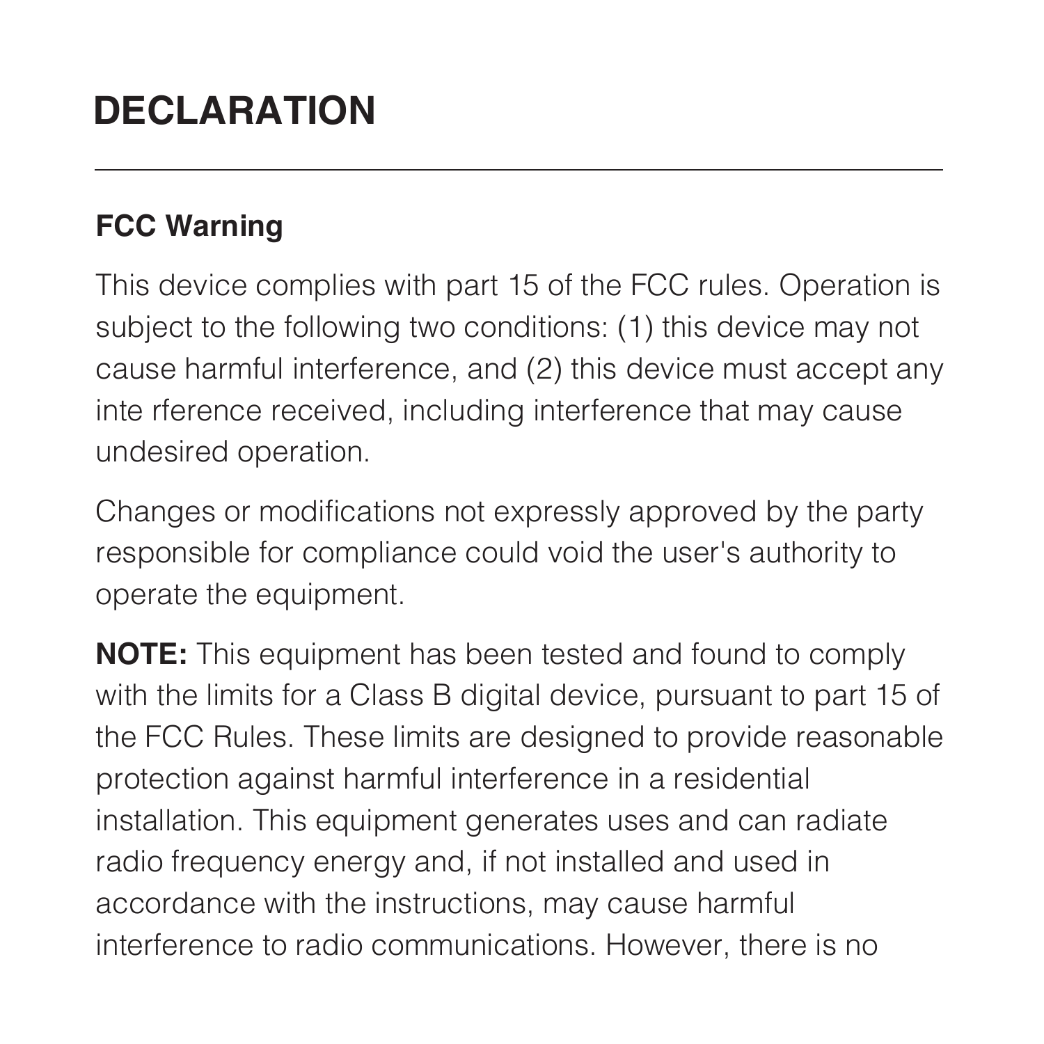# DECLARATION

---

## FCC Warning

This device complies with part 15 of the FCC rules. Operation is subject to the following two conditions: (1) this device may not cause harmful interference, and (2) this device must accept any inte rference received, including interference that may cause undesired operation.

Changes or modifications not expressly approved by the party responsible for compliance could void the user's authority to operate the equipment.

**NOTE:** This equipment has been tested and found to comply with the limits for a Class B digital device, pursuant to part 15 of the FCC Rules. These limits are designed to provide reasonable protection against harmful interference in a residential installation. This equipment generates uses and can radiate radio frequency energy and, if not installed and used in accordance with the instructions, may cause harmful interference to radio communications. However, there is no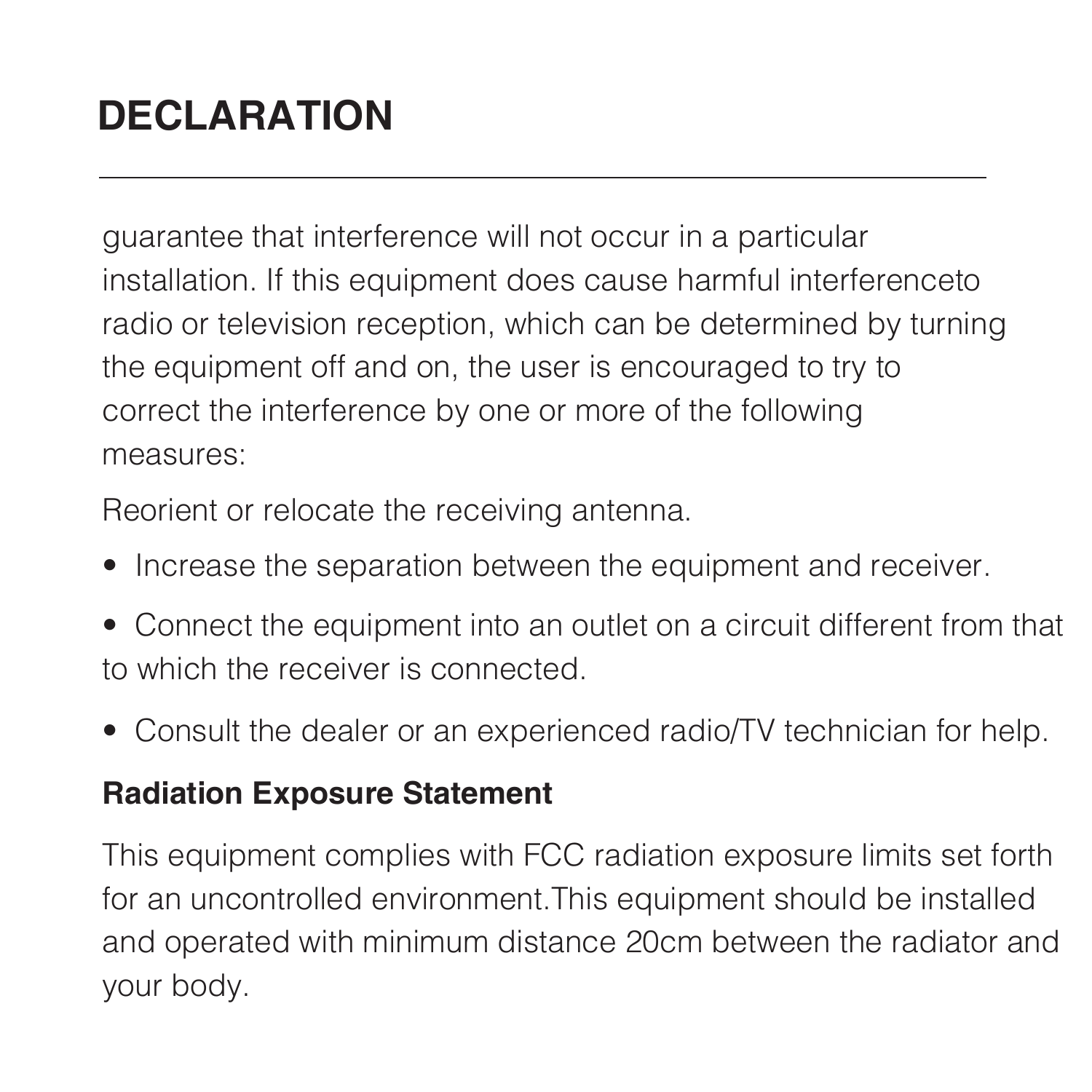# DECLARATION

guarantee that interference will not occur in a particular installation. If this equipment does cause harmful interferenceto radio or television reception, which can be determined by turning the equipment off and on, the user is encouraged to try to correct the interference by one or more of the following measures:

Reorient or relocate the receiving antenna.

- Increase the separation between the equipment and receiver.
- Connect the equipment into an outlet on a circuit different from that to which the receiver is connected.
- Consult the dealer or an experienced radio/TV technician for help.

**Radiation Exposure Statement**

This equipment complies with FCC radiation exposure limits set forth for an uncontrolled environment.This equipment should be installed and operated with minimum distance 20cm between the radiator and your body.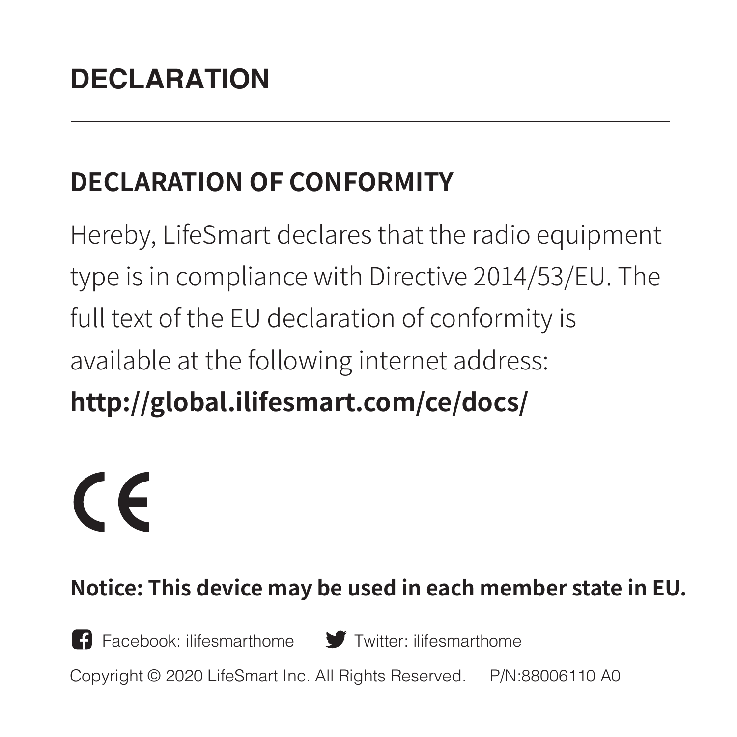# DECLARATION

## DECLARATION OF CONFORMITY

Hereby, LifeSmart declares that the radio equipment type is in compliance with Directive 2014/53/EU. The full text of the EU declaration of conformity is available at the following internet address:
**http://global.ilifesmart.com/ce/docs/**

**Notice: This device may be used in each member state in EU.**

Facebook: ilifesmarthome Twitter: ilifesmarthome

Copyright © 2020 LifeSmart Inc. All Rights Reserved. P/N:88006110 A0